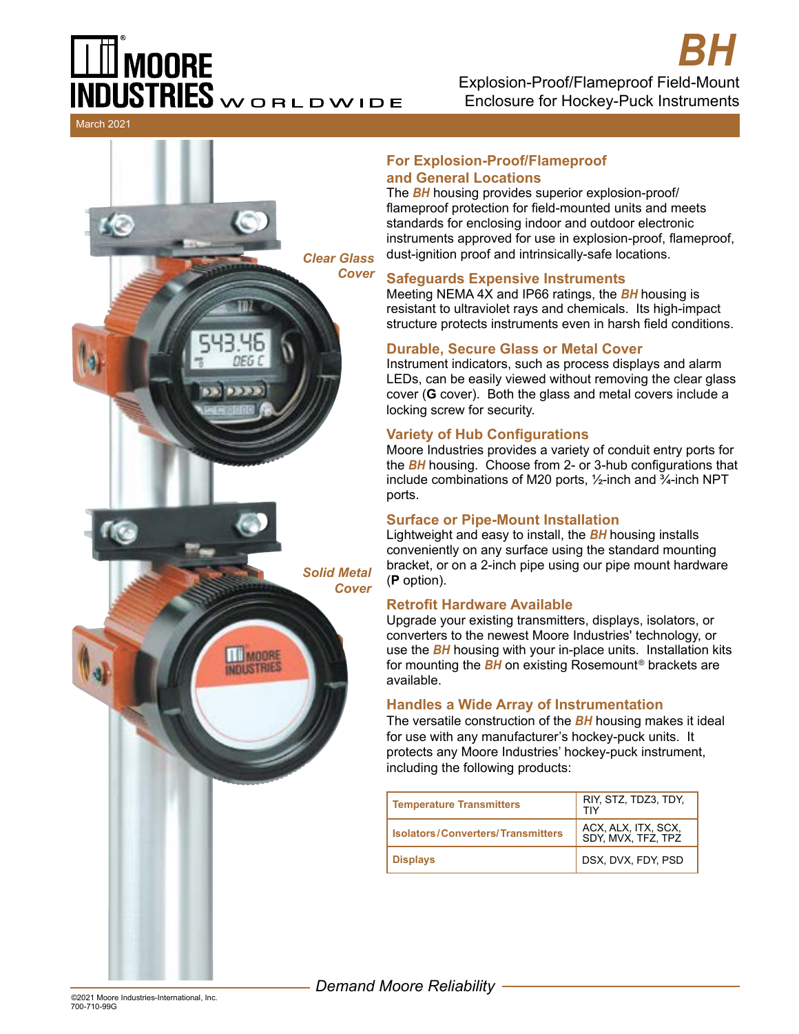# BH

## Explosion-Proof/Flameproof Field-Mount Enclosure for Hockey-Puck Instruments

March 2021

*Clear Glass Cover*

*Solid Metal Cover*

### For Explosion-Proof/Flameproof and General Locations

The ***BH*** housing provides superior explosion-proof/ flameproof protection for field-mounted units and meets standards for enclosing indoor and outdoor electronic instruments approved for use in explosion-proof, flameproof, dust-ignition proof and intrinsically-safe locations.

### Safeguards Expensive Instruments

Meeting NEMA 4X and IP66 ratings, the ***BH*** housing is resistant to ultraviolet rays and chemicals. Its high-impact structure protects instruments even in harsh field conditions.

### Durable, Secure Glass or Metal Cover

Instrument indicators, such as process displays and alarm LEDs, can be easily viewed without removing the clear glass cover (**G** cover). Both the glass and metal covers include a locking screw for security.

### Variety of Hub Configurations

Moore Industries provides a variety of conduit entry ports for the ***BH*** housing. Choose from 2- or 3-hub configurations that include combinations of M20 ports, ½-inch and ¾-inch NPT ports.

### Surface or Pipe-Mount Installation

Lightweight and easy to install, the ***BH*** housing installs conveniently on any surface using the standard mounting bracket, or on a 2-inch pipe using our pipe mount hardware (**P** option).

### Retrofit Hardware Available

Upgrade your existing transmitters, displays, isolators, or converters to the newest Moore Industries' technology, or use the ***BH*** housing with your in-place units. Installation kits for mounting the ***BH*** on existing Rosemount® brackets are available.

### Handles a Wide Array of Instrumentation

The versatile construction of the ***BH*** housing makes it ideal for use with any manufacturer's hockey-puck units. It protects any Moore Industries' hockey-puck instrument, including the following products:

| | |
|---|---|
| **Temperature Transmitters** | RIY, STZ, TDZ3, TDY, TIY |
| **Isolators/Converters/Transmitters** | ACX, ALX, ITX, SCX, SDY, MVX, TFZ, TPZ |
| **Displays** | DSX, DVX, FDY, PSD |

*Demand Moore Reliability*

©2021 Moore Industries-International, Inc.
700-710-99G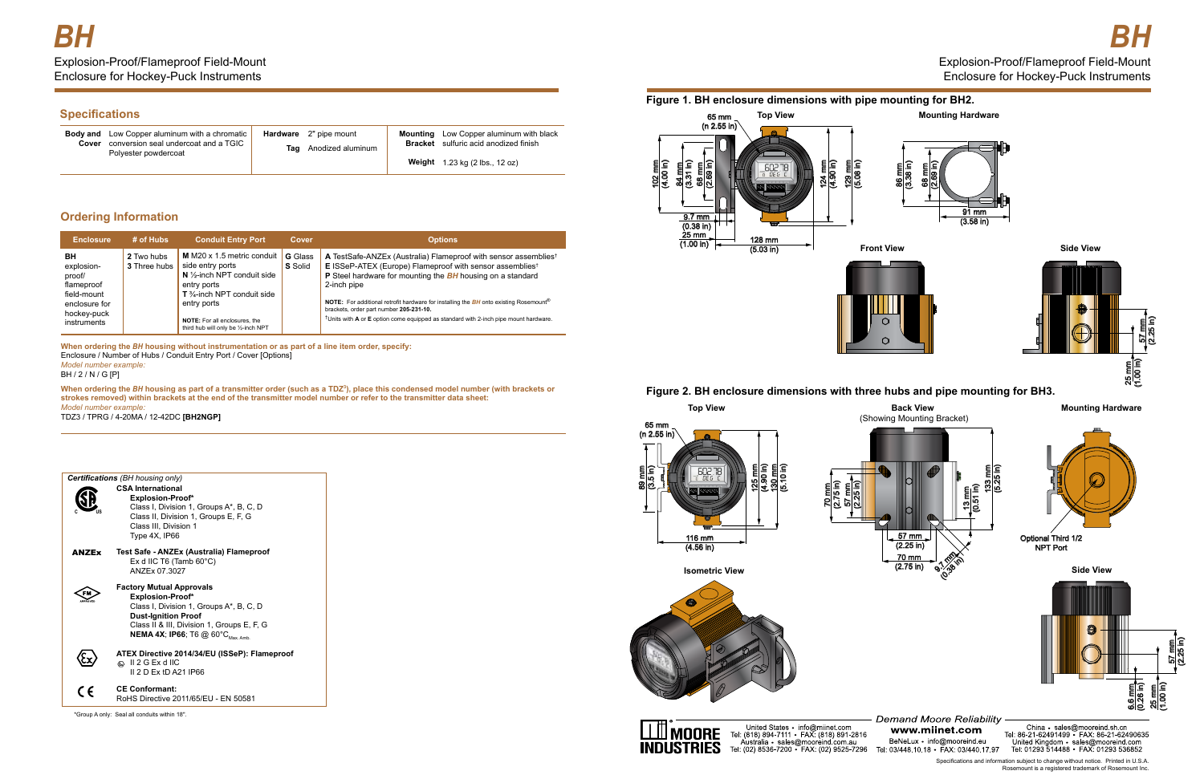# BH

Explosion-Proof/Flameproof Field-Mount Enclosure for Hockey-Puck Instruments

## Specifications

| | | | | | |
|---|---|---|---|---|---|
| **Body and Cover** | Low Copper aluminum with a chromatic conversion seal undercoat and a TGIC Polyester powdercoat | **Hardware** | 2" pipe mount | **Mounting Bracket** | Low Copper aluminum with black sulfuric acid anodized finish |
| | | **Tag** | Anodized aluminum | **Weight** | 1.23 kg (2 lbs., 12 oz) |

## Ordering Information

| Enclosure | # of Hubs | Conduit Entry Port | Cover | Options |
|---|---|---|---|---|
| **BH** explosion-proof/ flameproof field-mount enclosure for hockey-puck instruments | **2** Two hubs **3** Three hubs | **M** M20 x 1.5 metric conduit side entry ports **N** ½-inch NPT conduit side entry ports **T** ¾-inch NPT conduit side entry ports **NOTE:** For all enclosures, the third hub will only be ½-inch NPT | **G** Glass **S** Solid | **A** TestSafe-ANZEx (Australia) Flameproof with sensor assemblies† **E** ISSeP-ATEX (Europe) Flameproof with sensor assemblies† **P** Steel hardware for mounting the *BH* housing on a standard 2-inch pipe **NOTE:** For additional retrofit hardware for installing the *BH* onto existing Rosemount® brackets, order part number **205-231-10.** †Units with **A** or **E** option come equipped as standard with 2-inch pipe mount hardware. |

**When ordering the *BH* housing without instrumentation or as part of a line item order, specify:**
Enclosure / Number of Hubs / Conduit Entry Port / Cover [Options]
*Model number example:*
BH / 2 / N / G [P]

**When ordering the *BH* housing as part of a transmitter order (such as a TDZ³), place this condensed model number (with brackets or strokes removed) within brackets at the end of the transmitter model number or refer to the transmitter data sheet:**
*Model number example:*
TDZ3 / TPRG / 4-20MA / 12-42DC **[BH2NGP]**

***Certifications** (BH housing only)*

**CSA International**
**Explosion-Proof***
Class I, Division 1, Groups A*, B, C, D
Class II, Division 1, Groups E, F, G
Class III, Division 1
Type 4X, IP66

**ANZEx**
**Test Safe - ANZEx (Australia) Flameproof**
Ex d IIC T6 (Tamb 60°C)
ANZEx 07.3027

**Factory Mutual Approvals**
**Explosion-Proof***
Class I, Division 1, Groups A*, B, C, D
**Dust-Ignition Proof**
Class II & III, Division 1, Groups E, F, G
**NEMA 4X**; **IP66**; T6 @ 60°C$_{\text{Max. Amb.}}$

**ATEX Directive 2014/34/EU (ISSeP): Flameproof**
II 2 G Ex d IIC
II 2 D Ex tD A21 IP66

**CE Conformant:**
RoHS Directive 2011/65/EU - EN 50581

*Group A only: Seal all conduits within 18".

**Figure 1. BH enclosure dimensions with pipe mounting for BH2.**

Top View
65 mm (2.55 in)
102 mm (4.00 in)
84 mm (3.31 in)
68 mm (2.69 in)
124 mm (4.90 in)
129 mm (5.08 in)
9.7 mm (0.38 in)
25 mm (1.00 in)
128 mm (5.03 in)

Mounting Hardware
86 mm (3.38 in)
68 mm (2.69 in)
91 mm (3.58 in)

Front View

Side View
57 mm (2.25 in)
25 mm (1.00 in)

**Figure 2. BH enclosure dimensions with three hubs and pipe mounting for BH3.**

Top View
65 mm (2.55 in)
89 mm (3.5 in)
125 mm (4.90 in)
130 mm (5.10 in)
116 mm (4.56 in)

Back View (Showing Mounting Bracket)
70 mm (2.75 in)
57 mm (2.25 in)
13 mm (0.51 in)
133 mm (5.25 in)
57 mm (2.25 in)
70 mm (2.75 in)
9.7 mm (0.38 in)

Mounting Hardware
Optional Third 1/2 NPT Port

Isometric View

Side View
57 mm (2.25 in)
6.6 mm (0.26 in)
25 mm (1.00 in)

MOORE INDUSTRIES

Demand Moore Reliability

www.miinet.com

United States • info@miinet.com
Tel: (818) 894-7111 • FAX: (818) 891-2816
Australia • sales@mooreind.com.au
Tel: (02) 8536-7200 • FAX: (02) 9525-7296

BeNeLux • info@mooreind.eu
Tel: 03/448.10.18 • FAX: 03/440.17.97

China • sales@mooreind.sh.cn
Tel: 86-21-62491499 • FAX: 86-21-62490635
United Kingdom • sales@mooreind.com
Tel: 01293 514488 • FAX: 01293 536852

Specifications and information subject to change without notice. Printed in U.S.A.
Rosemount is a registered trademark of Rosemount Inc.